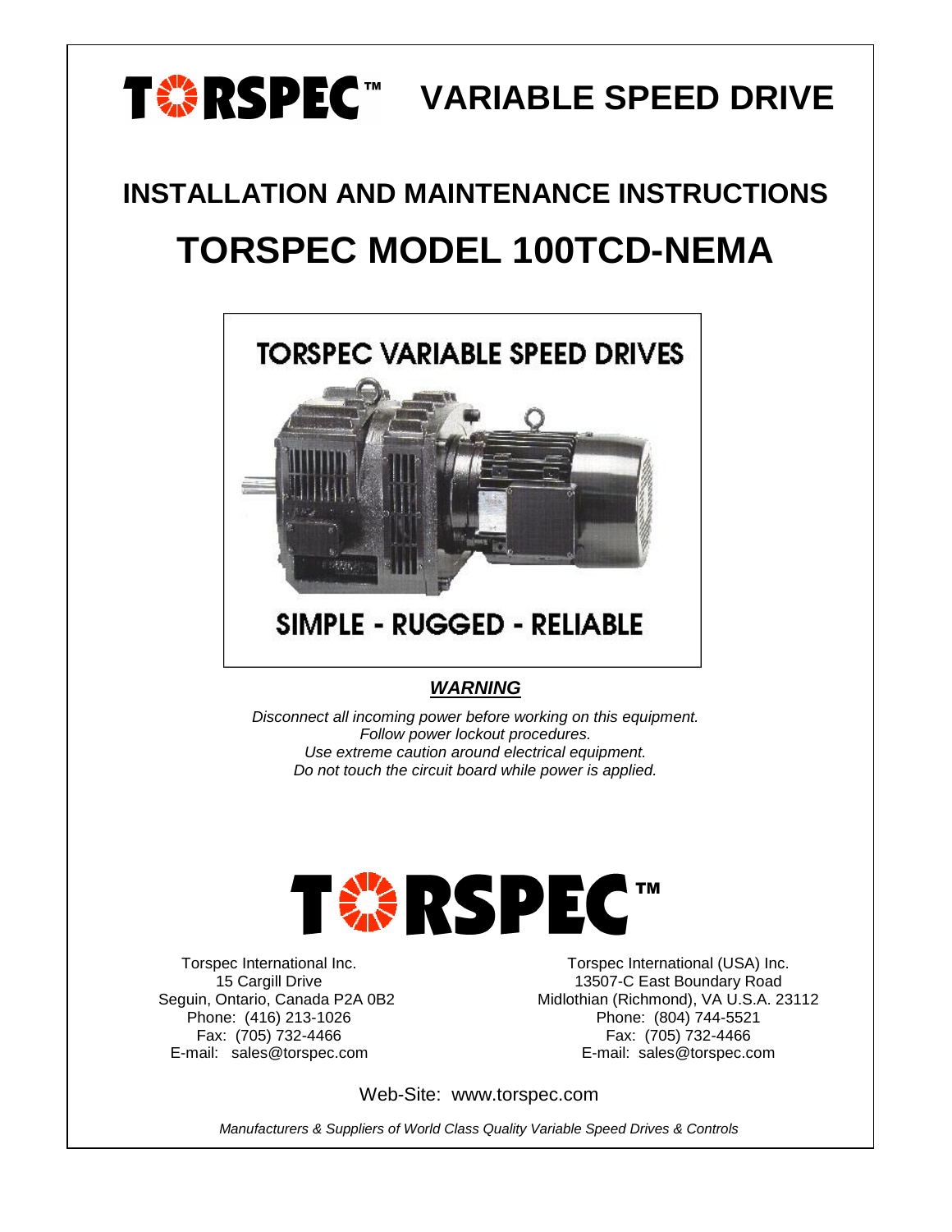# TORSPEC™ VARIABLE SPEED DRIVE

## INSTALLATION AND MAINTENANCE INSTRUCTIONS

# TORSPEC MODEL 100TCD-NEMA

TORSPEC VARIABLE SPEED DRIVES

SIMPLE - RUGGED - RELIABLE

***WARNING***

*Disconnect all incoming power before working on this equipment.*
*Follow power lockout procedures.*
*Use extreme caution around electrical equipment.*
*Do not touch the circuit board while power is applied.*

**TORSPEC™**

Torspec International Inc.
15 Cargill Drive
Seguin, Ontario, Canada P2A 0B2
Phone: (416) 213-1026
Fax: (705) 732-4466
E-mail: sales@torspec.com

Torspec International (USA) Inc.
13507-C East Boundary Road
Midlothian (Richmond), VA U.S.A. 23112
Phone: (804) 744-5521
Fax: (705) 732-4466
E-mail: sales@torspec.com

Web-Site: www.torspec.com

*Manufacturers & Suppliers of World Class Quality Variable Speed Drives & Controls*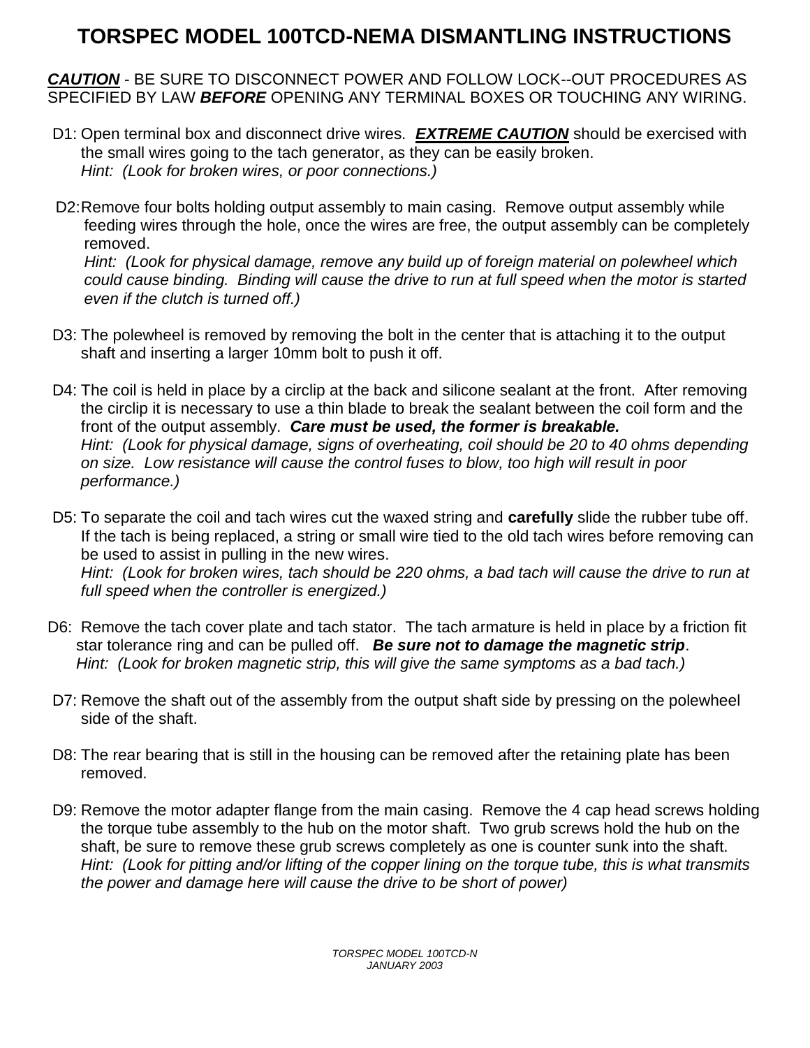# TORSPEC MODEL 100TCD-NEMA DISMANTLING INSTRUCTIONS

***CAUTION*** - BE SURE TO DISCONNECT POWER AND FOLLOW LOCK--OUT PROCEDURES AS SPECIFIED BY LAW ***BEFORE*** OPENING ANY TERMINAL BOXES OR TOUCHING ANY WIRING.

D1: Open terminal box and disconnect drive wires. ***EXTREME CAUTION*** should be exercised with the small wires going to the tach generator, as they can be easily broken.
*Hint: (Look for broken wires, or poor connections.)*

D2: Remove four bolts holding output assembly to main casing. Remove output assembly while feeding wires through the hole, once the wires are free, the output assembly can be completely removed.
*Hint: (Look for physical damage, remove any build up of foreign material on polewheel which could cause binding. Binding will cause the drive to run at full speed when the motor is started even if the clutch is turned off.)*

D3: The polewheel is removed by removing the bolt in the center that is attaching it to the output shaft and inserting a larger 10mm bolt to push it off.

D4: The coil is held in place by a circlip at the back and silicone sealant at the front. After removing the circlip it is necessary to use a thin blade to break the sealant between the coil form and the front of the output assembly. ***Care must be used, the former is breakable.***
*Hint: (Look for physical damage, signs of overheating, coil should be 20 to 40 ohms depending on size. Low resistance will cause the control fuses to blow, too high will result in poor performance.)*

D5: To separate the coil and tach wires cut the waxed string and **carefully** slide the rubber tube off. If the tach is being replaced, a string or small wire tied to the old tach wires before removing can be used to assist in pulling in the new wires.
*Hint: (Look for broken wires, tach should be 220 ohms, a bad tach will cause the drive to run at full speed when the controller is energized.)*

D6: Remove the tach cover plate and tach stator. The tach armature is held in place by a friction fit star tolerance ring and can be pulled off. ***Be sure not to damage the magnetic strip***.
*Hint: (Look for broken magnetic strip, this will give the same symptoms as a bad tach.)*

D7: Remove the shaft out of the assembly from the output shaft side by pressing on the polewheel side of the shaft.

D8: The rear bearing that is still in the housing can be removed after the retaining plate has been removed.

D9: Remove the motor adapter flange from the main casing. Remove the 4 cap head screws holding the torque tube assembly to the hub on the motor shaft. Two grub screws hold the hub on the shaft, be sure to remove these grub screws completely as one is counter sunk into the shaft.
*Hint: (Look for pitting and/or lifting of the copper lining on the torque tube, this is what transmits the power and damage here will cause the drive to be short of power)*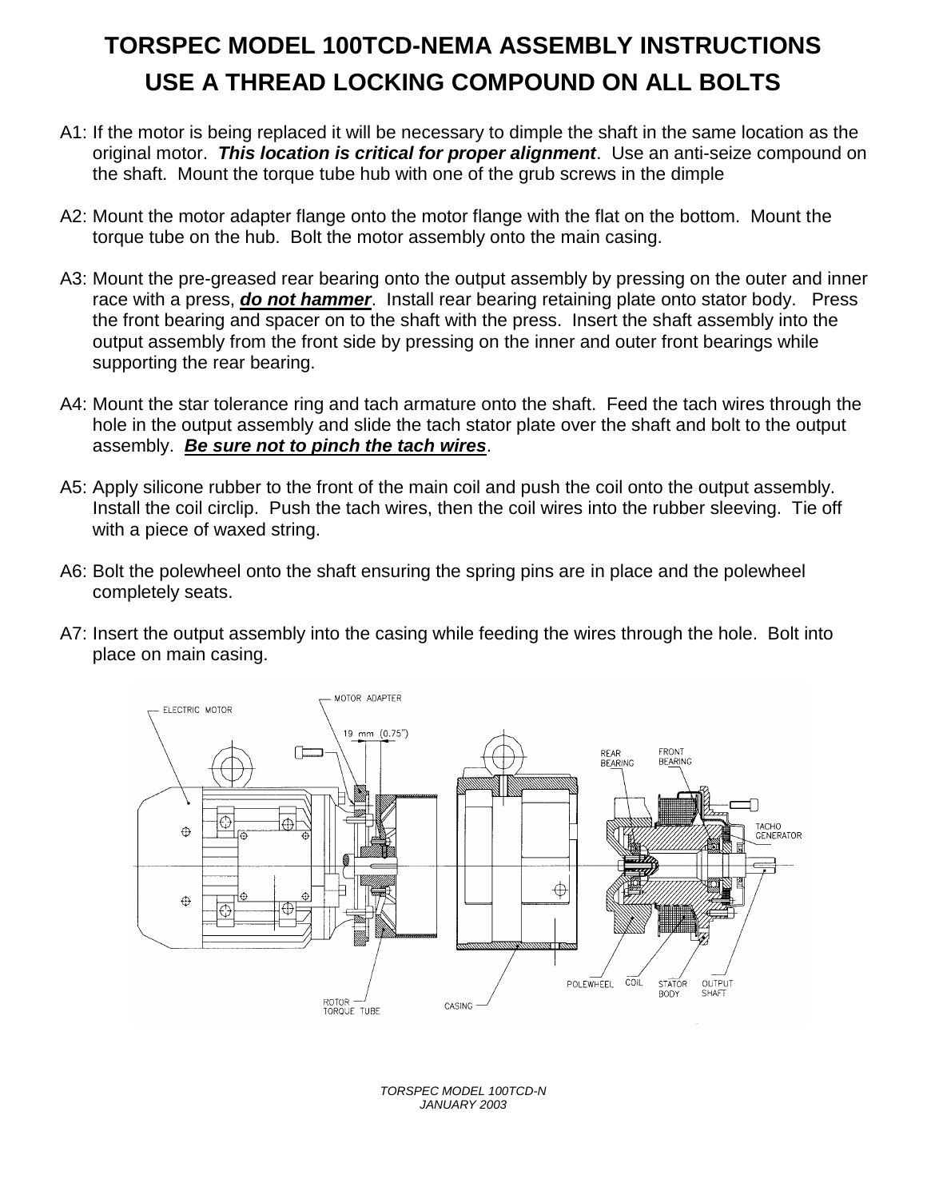# TORSPEC MODEL 100TCD-NEMA ASSEMBLY INSTRUCTIONS

# USE A THREAD LOCKING COMPOUND ON ALL BOLTS

A1: If the motor is being replaced it will be necessary to dimple the shaft in the same location as the original motor. ***This location is critical for proper alignment***. Use an anti-seize compound on the shaft. Mount the torque tube hub with one of the grub screws in the dimple

A2: Mount the motor adapter flange onto the motor flange with the flat on the bottom. Mount the torque tube on the hub. Bolt the motor assembly onto the main casing.

A3: Mount the pre-greased rear bearing onto the output assembly by pressing on the outer and inner race with a press, ***do not hammer***. Install rear bearing retaining plate onto stator body. Press the front bearing and spacer on to the shaft with the press. Insert the shaft assembly into the output assembly from the front side by pressing on the inner and outer front bearings while supporting the rear bearing.

A4: Mount the star tolerance ring and tach armature onto the shaft. Feed the tach wires through the hole in the output assembly and slide the tach stator plate over the shaft and bolt to the output assembly. ***Be sure not to pinch the tach wires***.

A5: Apply silicone rubber to the front of the main coil and push the coil onto the output assembly. Install the coil circlip. Push the tach wires, then the coil wires into the rubber sleeving. Tie off with a piece of waxed string.

A6: Bolt the polewheel onto the shaft ensuring the spring pins are in place and the polewheel completely seats.

A7: Insert the output assembly into the casing while feeding the wires through the hole. Bolt into place on main casing.

ELECTRIC MOTOR — MOTOR ADAPTER — 19 mm (0.75") — ROTOR TORQUE TUBE — CASING — REAR BEARING — FRONT BEARING — TACHO GENERATOR — POLEWHEEL — COIL — STATOR BODY — OUTPUT SHAFT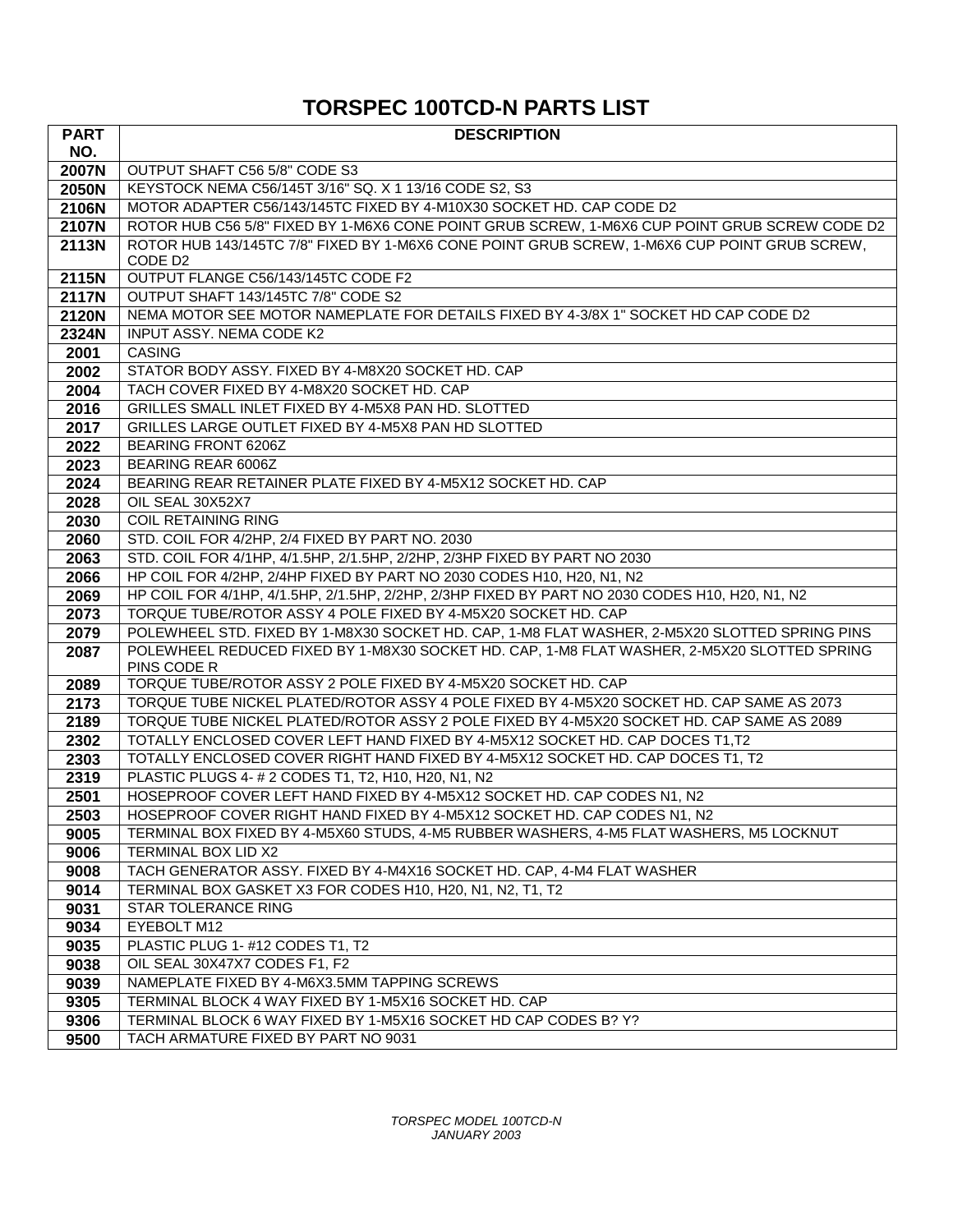# TORSPEC 100TCD-N PARTS LIST

| PART NO. | DESCRIPTION |
|---|---|
| 2007N | OUTPUT SHAFT C56 5/8" CODE S3 |
| 2050N | KEYSTOCK NEMA C56/145T 3/16" SQ. X 1 13/16 CODE S2, S3 |
| 2106N | MOTOR ADAPTER C56/143/145TC FIXED BY 4-M10X30 SOCKET HD. CAP CODE D2 |
| 2107N | ROTOR HUB C56 5/8" FIXED BY 1-M6X6 CONE POINT GRUB SCREW, 1-M6X6 CUP POINT GRUB SCREW CODE D2 |
| 2113N | ROTOR HUB 143/145TC 7/8" FIXED BY 1-M6X6 CONE POINT GRUB SCREW, 1-M6X6 CUP POINT GRUB SCREW, CODE D2 |
| 2115N | OUTPUT FLANGE C56/143/145TC CODE F2 |
| 2117N | OUTPUT SHAFT 143/145TC 7/8" CODE S2 |
| 2120N | NEMA MOTOR SEE MOTOR NAMEPLATE FOR DETAILS FIXED BY 4-3/8X 1" SOCKET HD CAP CODE D2 |
| 2324N | INPUT ASSY. NEMA CODE K2 |
| 2001 | CASING |
| 2002 | STATOR BODY ASSY. FIXED BY 4-M8X20 SOCKET HD. CAP |
| 2004 | TACH COVER FIXED BY 4-M8X20 SOCKET HD. CAP |
| 2016 | GRILLES SMALL INLET FIXED BY 4-M5X8 PAN HD. SLOTTED |
| 2017 | GRILLES LARGE OUTLET FIXED BY 4-M5X8 PAN HD SLOTTED |
| 2022 | BEARING FRONT 6206Z |
| 2023 | BEARING REAR 6006Z |
| 2024 | BEARING REAR RETAINER PLATE FIXED BY 4-M5X12 SOCKET HD. CAP |
| 2028 | OIL SEAL 30X52X7 |
| 2030 | COIL RETAINING RING |
| 2060 | STD. COIL FOR 4/2HP, 2/4 FIXED BY PART NO. 2030 |
| 2063 | STD. COIL FOR 4/1HP, 4/1.5HP, 2/1.5HP, 2/2HP, 2/3HP FIXED BY PART NO 2030 |
| 2066 | HP COIL FOR 4/2HP, 2/4HP FIXED BY PART NO 2030 CODES H10, H20, N1, N2 |
| 2069 | HP COIL FOR 4/1HP, 4/1.5HP, 2/1.5HP, 2/2HP, 2/3HP FIXED BY PART NO 2030 CODES H10, H20, N1, N2 |
| 2073 | TORQUE TUBE/ROTOR ASSY 4 POLE FIXED BY 4-M5X20 SOCKET HD. CAP |
| 2079 | POLEWHEEL STD. FIXED BY 1-M8X30 SOCKET HD. CAP, 1-M8 FLAT WASHER, 2-M5X20 SLOTTED SPRING PINS |
| 2087 | POLEWHEEL REDUCED FIXED BY 1-M8X30 SOCKET HD. CAP, 1-M8 FLAT WASHER, 2-M5X20 SLOTTED SPRING PINS CODE R |
| 2089 | TORQUE TUBE/ROTOR ASSY 2 POLE FIXED BY 4-M5X20 SOCKET HD. CAP |
| 2173 | TORQUE TUBE NICKEL PLATED/ROTOR ASSY 4 POLE FIXED BY 4-M5X20 SOCKET HD. CAP SAME AS 2073 |
| 2189 | TORQUE TUBE NICKEL PLATED/ROTOR ASSY 2 POLE FIXED BY 4-M5X20 SOCKET HD. CAP SAME AS 2089 |
| 2302 | TOTALLY ENCLOSED COVER LEFT HAND FIXED BY 4-M5X12 SOCKET HD. CAP DOCES T1,T2 |
| 2303 | TOTALLY ENCLOSED COVER RIGHT HAND FIXED BY 4-M5X12 SOCKET HD. CAP DOCES T1, T2 |
| 2319 | PLASTIC PLUGS 4- # 2 CODES T1, T2, H10, H20, N1, N2 |
| 2501 | HOSEPROOF COVER LEFT HAND FIXED BY 4-M5X12 SOCKET HD. CAP CODES N1, N2 |
| 2503 | HOSEPROOF COVER RIGHT HAND FIXED BY 4-M5X12 SOCKET HD. CAP CODES N1, N2 |
| 9005 | TERMINAL BOX FIXED BY 4-M5X60 STUDS, 4-M5 RUBBER WASHERS, 4-M5 FLAT WASHERS, M5 LOCKNUT |
| 9006 | TERMINAL BOX LID X2 |
| 9008 | TACH GENERATOR ASSY. FIXED BY 4-M4X16 SOCKET HD. CAP, 4-M4 FLAT WASHER |
| 9014 | TERMINAL BOX GASKET X3 FOR CODES H10, H20, N1, N2, T1, T2 |
| 9031 | STAR TOLERANCE RING |
| 9034 | EYEBOLT M12 |
| 9035 | PLASTIC PLUG 1- #12 CODES T1, T2 |
| 9038 | OIL SEAL 30X47X7 CODES F1, F2 |
| 9039 | NAMEPLATE FIXED BY 4-M6X3.5MM TAPPING SCREWS |
| 9305 | TERMINAL BLOCK 4 WAY FIXED BY 1-M5X16 SOCKET HD. CAP |
| 9306 | TERMINAL BLOCK 6 WAY FIXED BY 1-M5X16 SOCKET HD CAP CODES B? Y? |
| 9500 | TACH ARMATURE FIXED BY PART NO 9031 |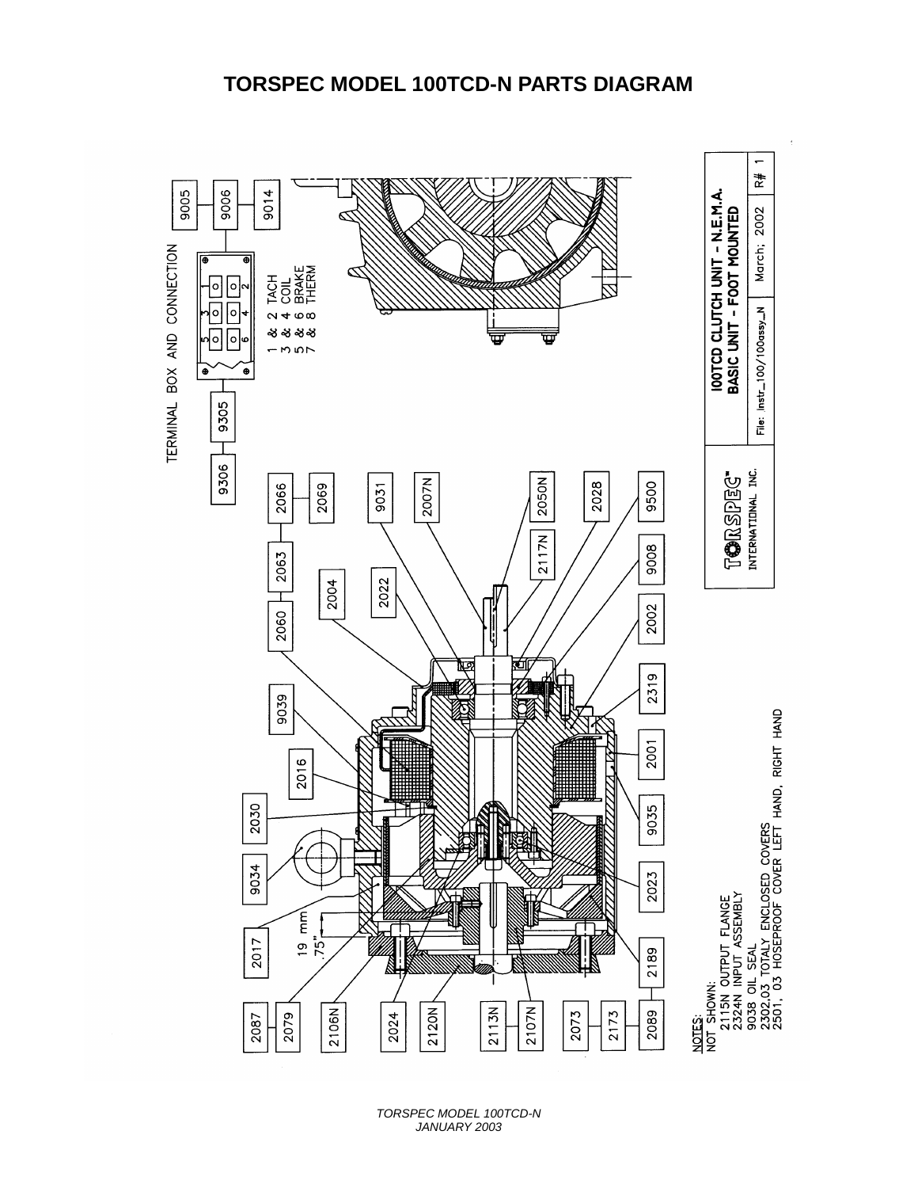# TORSPEC MODEL 100TCD-N PARTS DIAGRAM

TERMINAL BOX AND CONNECTION

9005 | 9006 | 9014 | 9305 | 9306

1 & 2 TACH
3 & 4 COIL
5 & 6 BRAKE
7 & 8 THERM

2066 | 2069 | 2063 | 2060 | 2004 | 2022 | 9031 | 2007N | 2050N | 2117N | 2028 | 9500 | 9008 | 2002 | 2319 | 2001 | 9035 | 2023 | 2189 | 9039 | 2016 | 2030 | 9034 | 2017 | 2087 | 2079 | 2106N | 2024 | 2120N | 2113N | 2107N | 2073 | 2173 | 2089

19 mm
.75"

NOTES:
NOT SHOWN:
- 2115N OUTPUT FLANGE
- 2324N INPUT ASSEMBLY
- 9038 OIL SEAL
- 2302,03 TOTALY ENCLOSED COVERS
- 2501, 03 HOSEPROOF COVER LEFT HAND, RIGHT HAND

TORSPEC™ INTERNATIONAL INC.

100TCD CLUTCH UNIT - N.E.M.A.
BASIC UNIT - FOOT MOUNTED

File: Instr_100/100assy_N | March; 2002 | R# 1

*TORSPEC MODEL 100TCD-N*
*JANUARY 2003*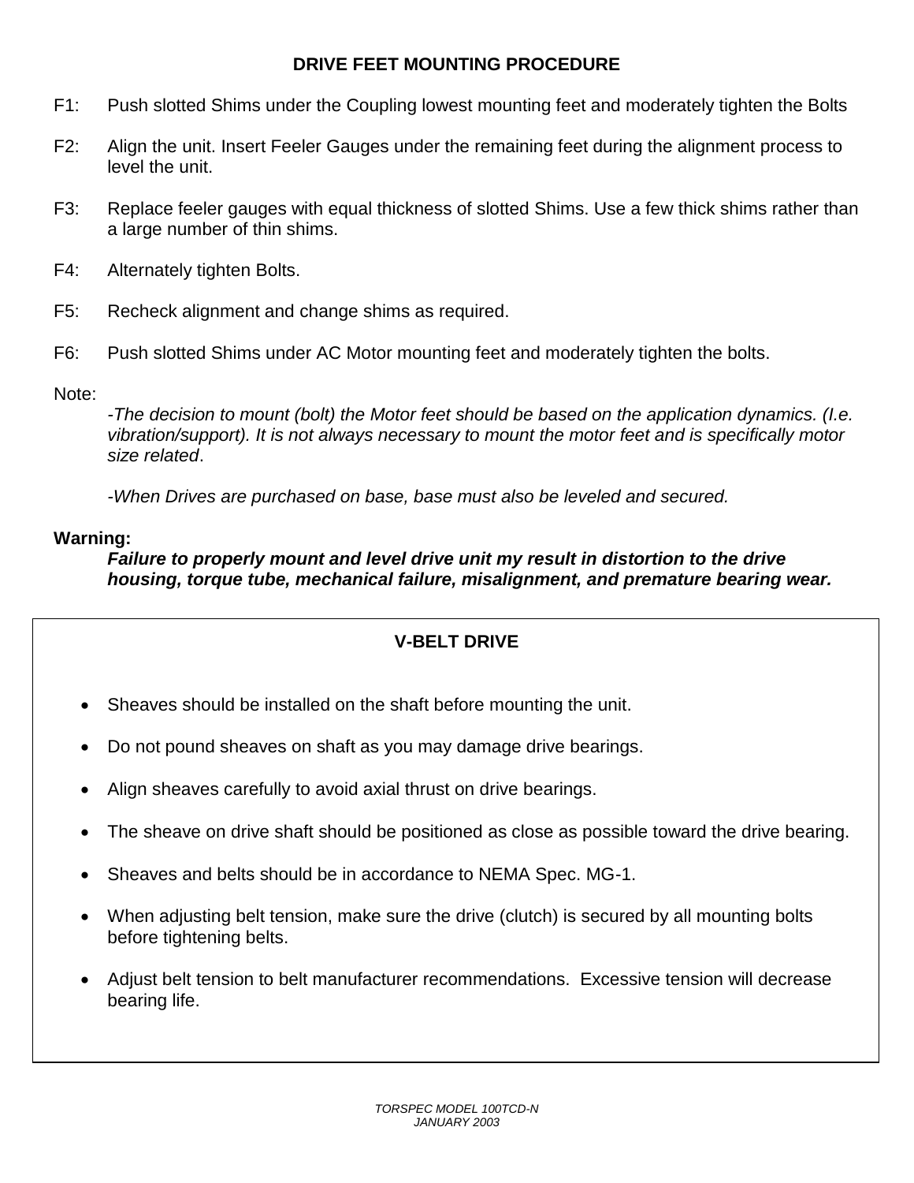## DRIVE FEET MOUNTING PROCEDURE

F1: Push slotted Shims under the Coupling lowest mounting feet and moderately tighten the Bolts

F2: Align the unit. Insert Feeler Gauges under the remaining feet during the alignment process to level the unit.

F3: Replace feeler gauges with equal thickness of slotted Shims. Use a few thick shims rather than a large number of thin shims.

F4: Alternately tighten Bolts.

F5: Recheck alignment and change shims as required.

F6: Push slotted Shims under AC Motor mounting feet and moderately tighten the bolts.

Note:

*-The decision to mount (bolt) the Motor feet should be based on the application dynamics. (I.e. vibration/support). It is not always necessary to mount the motor feet and is specifically motor size related*.

*-When Drives are purchased on base, base must also be leveled and secured.*

**Warning:**

***Failure to properly mount and level drive unit my result in distortion to the drive housing, torque tube, mechanical failure, misalignment, and premature bearing wear.***

## V-BELT DRIVE

- Sheaves should be installed on the shaft before mounting the unit.
- Do not pound sheaves on shaft as you may damage drive bearings.
- Align sheaves carefully to avoid axial thrust on drive bearings.
- The sheave on drive shaft should be positioned as close as possible toward the drive bearing.
- Sheaves and belts should be in accordance to NEMA Spec. MG-1.
- When adjusting belt tension, make sure the drive (clutch) is secured by all mounting bolts before tightening belts.
- Adjust belt tension to belt manufacturer recommendations. Excessive tension will decrease bearing life.